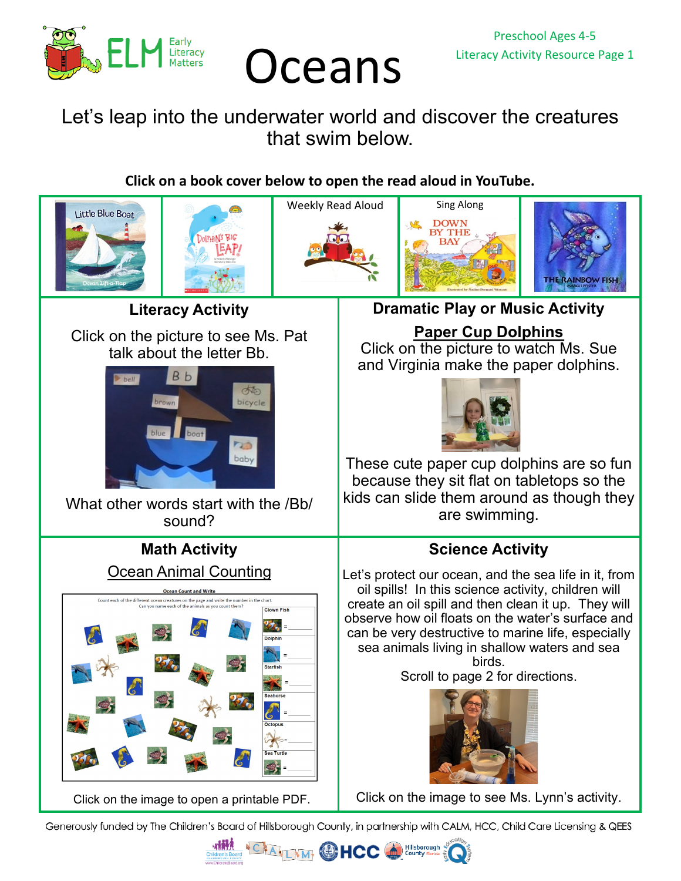Preschool Ages 4-5
Literacy Activity Resource Page 1

# Oceans

Let's leap into the underwater world and discover the creatures that swim below.

**Click on a book cover below to open the read aloud in YouTube.**

Weekly Read Aloud

Sing Along

## Literacy Activity

Click on the picture to see Ms. Pat talk about the letter Bb.

What other words start with the /Bb/ sound?

## Dramatic Play or Music Activity

**Paper Cup Dolphins**

Click on the picture to watch Ms. Sue and Virginia make the paper dolphins.

These cute paper cup dolphins are so fun because they sit flat on tabletops so the kids can slide them around as though they are swimming.

## Math Activity

Ocean Animal Counting

Click on the image to open a printable PDF.

## Science Activity

Let's protect our ocean, and the sea life in it, from oil spills! In this science activity, children will create an oil spill and then clean it up. They will observe how oil floats on the water's surface and can be very destructive to marine life, especially sea animals living in shallow waters and sea birds.

Scroll to page 2 for directions.

Click on the image to see Ms. Lynn's activity.

Generously funded by The Children's Board of Hillsborough County, in partnership with CALM, HCC, Child Care Licensing & QEES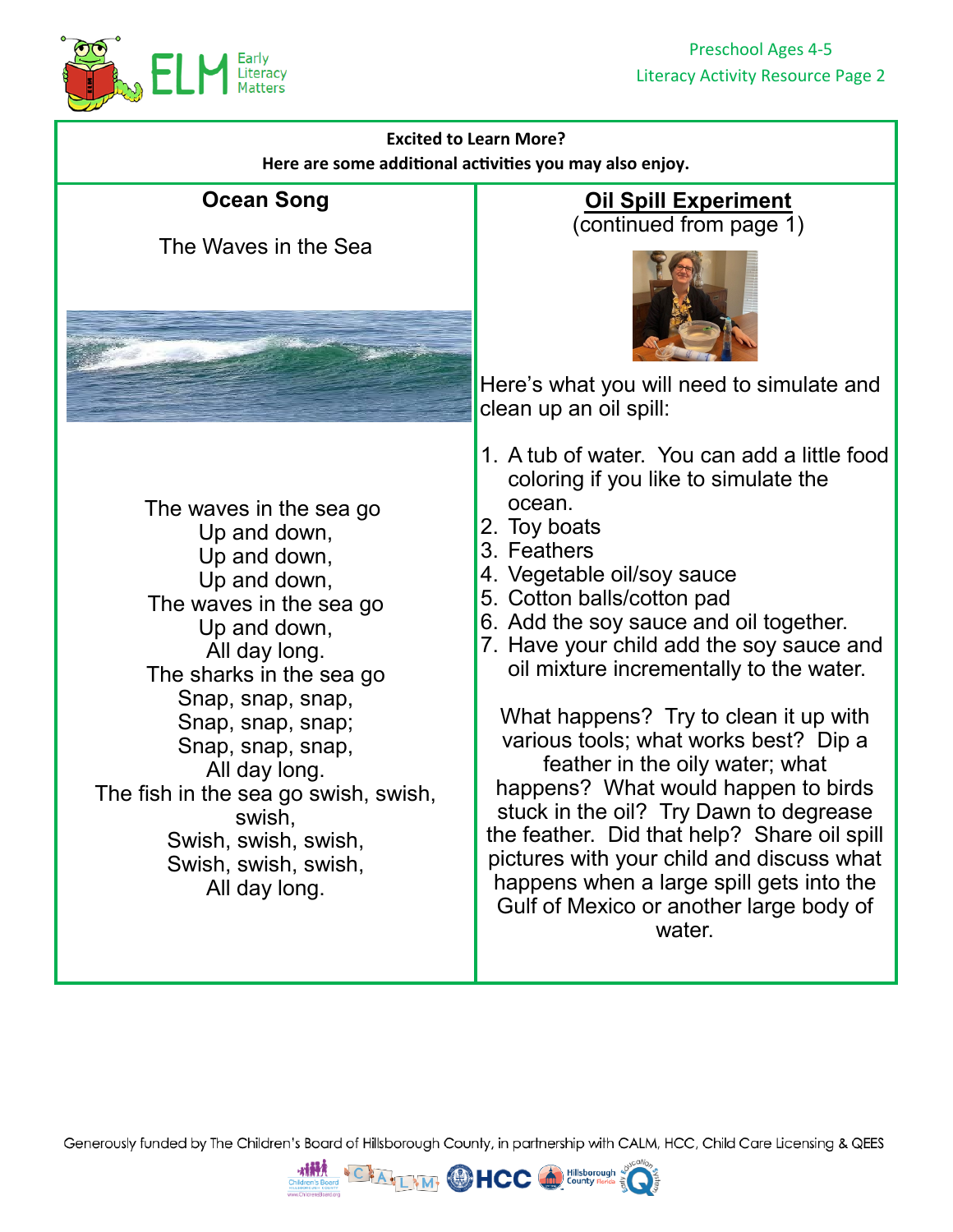**Excited to Learn More?**
**Here are some additional activities you may also enjoy.**

## Ocean Song

The Waves in the Sea

The waves in the sea go
Up and down,
Up and down,
Up and down,
The waves in the sea go
Up and down,
All day long.
The sharks in the sea go
Snap, snap, snap,
Snap, snap, snap;
Snap, snap, snap,
All day long.
The fish in the sea go swish, swish, swish,
Swish, swish, swish,
Swish, swish, swish,
All day long.

## Oil Spill Experiment

(continued from page 1)

Here's what you will need to simulate and clean up an oil spill:

1. A tub of water. You can add a little food coloring if you like to simulate the ocean.
2. Toy boats
3. Feathers
4. Vegetable oil/soy sauce
5. Cotton balls/cotton pad
6. Add the soy sauce and oil together.
7. Have your child add the soy sauce and oil mixture incrementally to the water.

What happens? Try to clean it up with various tools; what works best? Dip a feather in the oily water; what happens? What would happen to birds stuck in the oil? Try Dawn to degrease the feather. Did that help? Share oil spill pictures with your child and discuss what happens when a large spill gets into the Gulf of Mexico or another large body of water.

Generously funded by The Children's Board of Hillsborough County, in partnership with CALM, HCC, Child Care Licensing & QEES